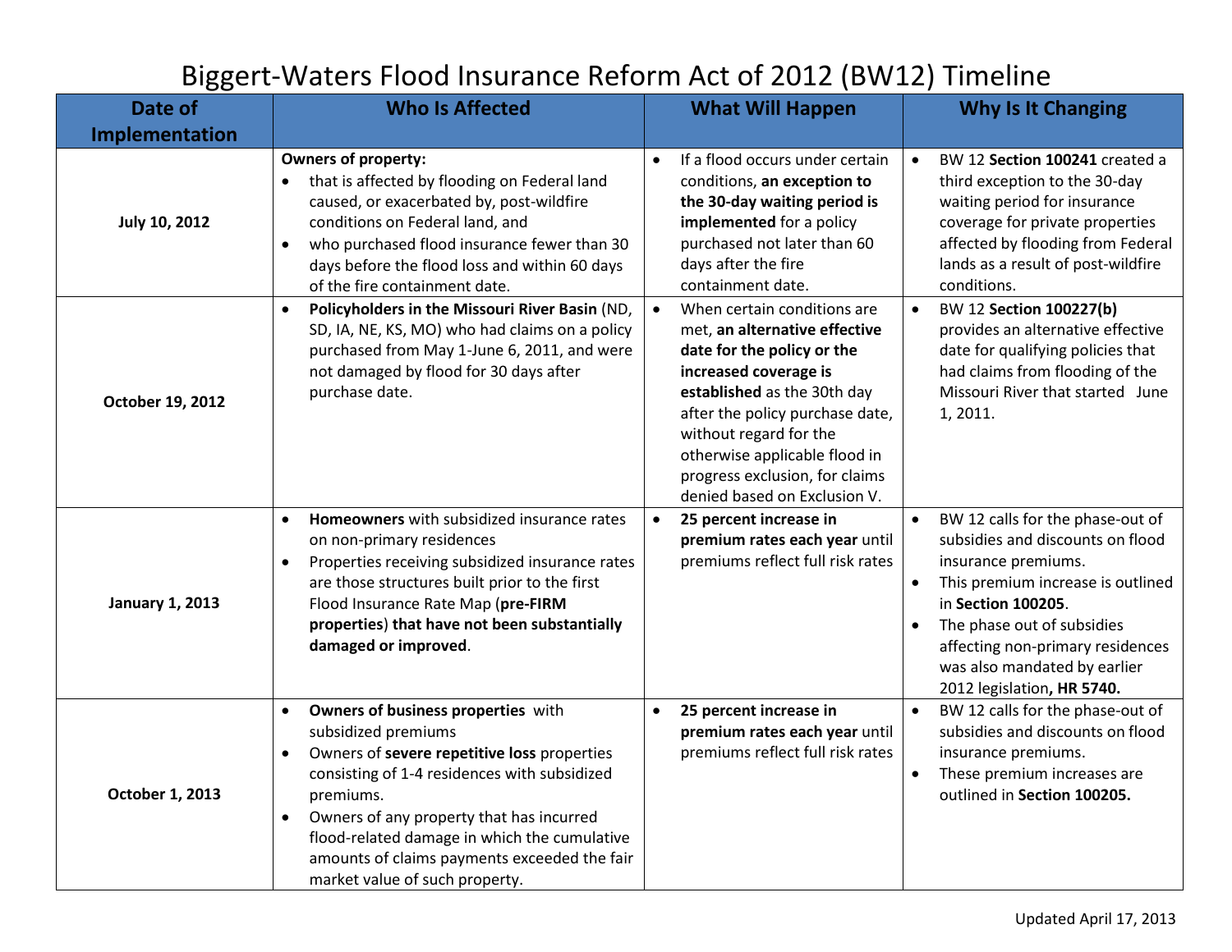# Biggert-Waters Flood Insurance Reform Act of 2012 (BW12) Timeline

| Date of Implementation | Who Is Affected | What Will Happen | Why Is It Changing |
|---|---|---|---|
| **July 10, 2012** | **Owners of property:**<br>• that is affected by flooding on Federal land caused, or exacerbated by, post-wildfire conditions on Federal land, and<br>• who purchased flood insurance fewer than 30 days before the flood loss and within 60 days of the fire containment date. | • If a flood occurs under certain conditions, **an exception to the 30-day waiting period is implemented** for a policy purchased not later than 60 days after the fire containment date. | • BW 12 **Section 100241** created a third exception to the 30-day waiting period for insurance coverage for private properties affected by flooding from Federal lands as a result of post-wildfire conditions. |
| **October 19, 2012** | • **Policyholders in the Missouri River Basin** (ND, SD, IA, NE, KS, MO) who had claims on a policy purchased from May 1-June 6, 2011, and were not damaged by flood for 30 days after purchase date. | • When certain conditions are met, **an alternative effective date for the policy or the increased coverage is established** as the 30th day after the policy purchase date, without regard for the otherwise applicable flood in progress exclusion, for claims denied based on Exclusion V. | • BW 12 **Section 100227(b)** provides an alternative effective date for qualifying policies that had claims from flooding of the Missouri River that started June 1, 2011. |
| **January 1, 2013** | • **Homeowners** with subsidized insurance rates on non-primary residences<br>• Properties receiving subsidized insurance rates are those structures built prior to the first Flood Insurance Rate Map (**pre-FIRM properties**) **that have not been substantially damaged or improved**. | • **25 percent increase in premium rates each year** until premiums reflect full risk rates | • BW 12 calls for the phase-out of subsidies and discounts on flood insurance premiums.<br>• This premium increase is outlined in **Section 100205**.<br>• The phase out of subsidies affecting non-primary residences was also mandated by earlier 2012 legislation**, HR 5740.** |
| **October 1, 2013** | • **Owners of business properties** with subsidized premiums<br>• Owners of **severe repetitive loss** properties consisting of 1-4 residences with subsidized premiums.<br>• Owners of any property that has incurred flood-related damage in which the cumulative amounts of claims payments exceeded the fair market value of such property. | • **25 percent increase in premium rates each year** until premiums reflect full risk rates | • BW 12 calls for the phase-out of subsidies and discounts on flood insurance premiums.<br>• These premium increases are outlined in **Section 100205.** |

Updated April 17, 2013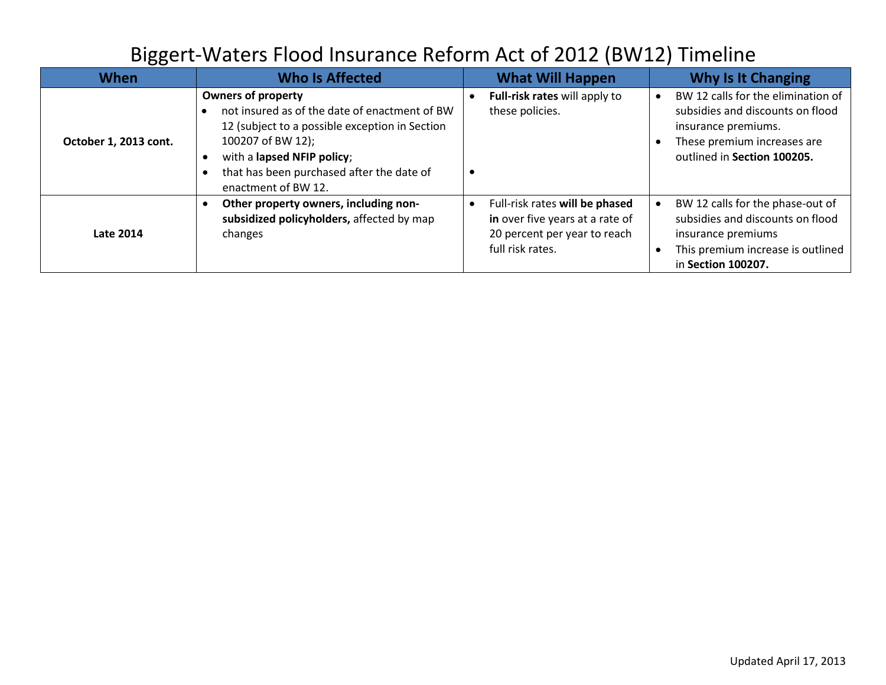# Biggert-Waters Flood Insurance Reform Act of 2012 (BW12) Timeline

| When | Who Is Affected | What Will Happen | Why Is It Changing |
|---|---|---|---|
| **October 1, 2013 cont.** | **Owners of property**<br>• not insured as of the date of enactment of BW 12 (subject to a possible exception in Section 100207 of BW 12);<br>• with a **lapsed NFIP policy**;<br>• that has been purchased after the date of enactment of BW 12. | • **Full-risk rates** will apply to these policies.<br>• | • BW 12 calls for the elimination of subsidies and discounts on flood insurance premiums.<br>• These premium increases are outlined in **Section 100205.** |
| **Late 2014** | • **Other property owners, including non-subsidized policyholders,** affected by map changes | • Full-risk rates **will be phased in** over five years at a rate of 20 percent per year to reach full risk rates. | • BW 12 calls for the phase-out of subsidies and discounts on flood insurance premiums<br>• This premium increase is outlined in **Section 100207.** |

Updated April 17, 2013